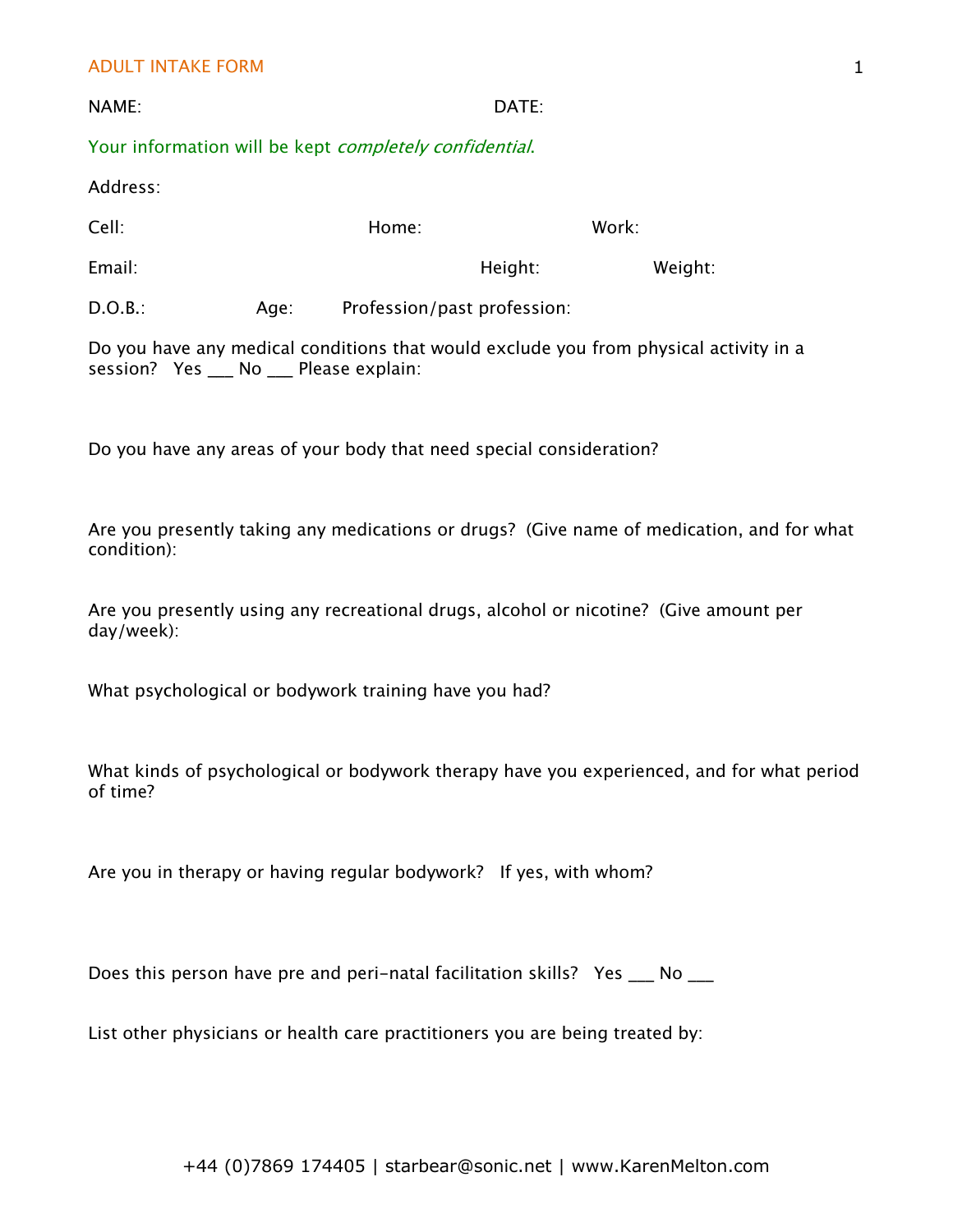# ADULT INTAKE FORM

NAME: DATE:

Your information will be kept *completely confidential*.

Address:

Cell: Home: Work:

Email: Height: Weight:

D.O.B.: Age: Profession/past profession:

Do you have any medical conditions that would exclude you from physical activity in a session? Yes ___ No ___ Please explain:

Do you have any areas of your body that need special consideration?

Are you presently taking any medications or drugs? (Give name of medication, and for what condition):

Are you presently using any recreational drugs, alcohol or nicotine? (Give amount per day/week):

What psychological or bodywork training have you had?

What kinds of psychological or bodywork therapy have you experienced, and for what period of time?

Are you in therapy or having regular bodywork? If yes, with whom?

Does this person have pre and peri-natal facilitation skills? Yes ___ No ___

List other physicians or health care practitioners you are being treated by:

+44 (0)7869 174405 | starbear@sonic.net | www.KarenMelton.com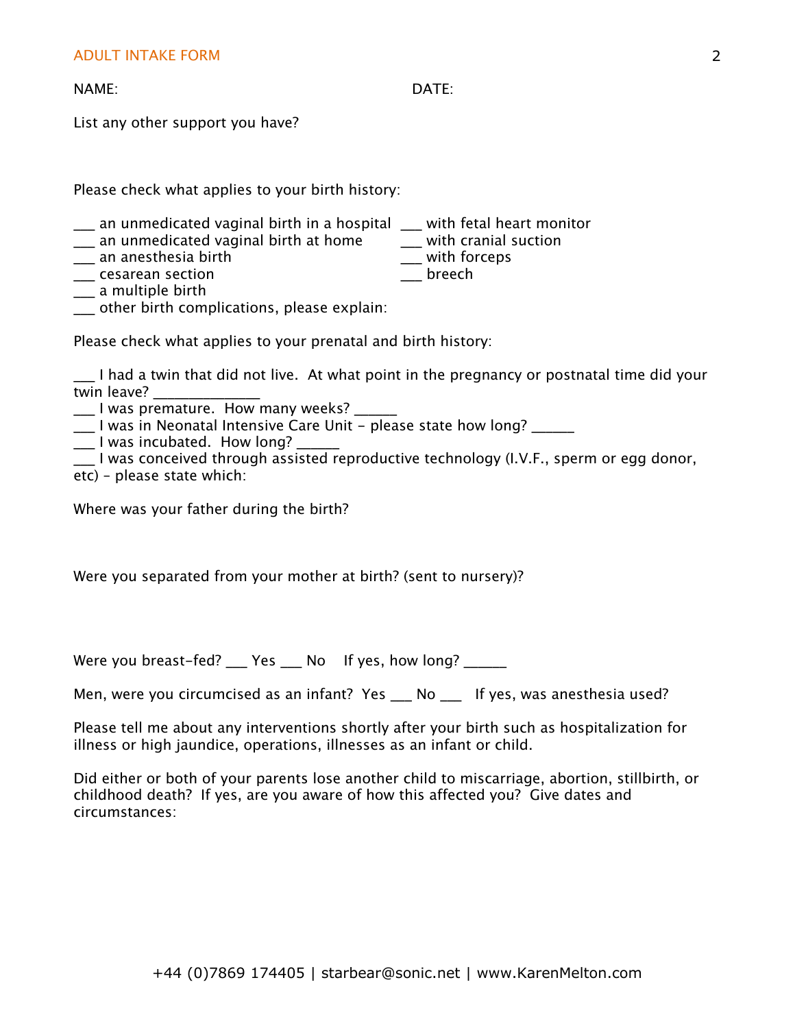NAME: DATE:

List any other support you have?

Please check what applies to your birth history:

___ an unmedicated vaginal birth in a hospital
___ an unmedicated vaginal birth at home
___ an anesthesia birth
___ cesarean section
___ a multiple birth
___ other birth complications, please explain:

___ with fetal heart monitor
___ with cranial suction
___ with forceps
___ breech

Please check what applies to your prenatal and birth history:

___ I had a twin that did not live. At what point in the pregnancy or postnatal time did your twin leave? ______________
___ I was premature. How many weeks? ______
___ I was in Neonatal Intensive Care Unit – please state how long? ______
___ I was incubated. How long? ______
___ I was conceived through assisted reproductive technology (I.V.F., sperm or egg donor, etc) – please state which:

Where was your father during the birth?

Were you separated from your mother at birth? (sent to nursery)?

Were you breast-fed? ___ Yes ___ No If yes, how long? ______

Men, were you circumcised as an infant? Yes ___ No ___ If yes, was anesthesia used?

Please tell me about any interventions shortly after your birth such as hospitalization for illness or high jaundice, operations, illnesses as an infant or child.

Did either or both of your parents lose another child to miscarriage, abortion, stillbirth, or childhood death? If yes, are you aware of how this affected you? Give dates and circumstances:

+44 (0)7869 174405 | starbear@sonic.net | www.KarenMelton.com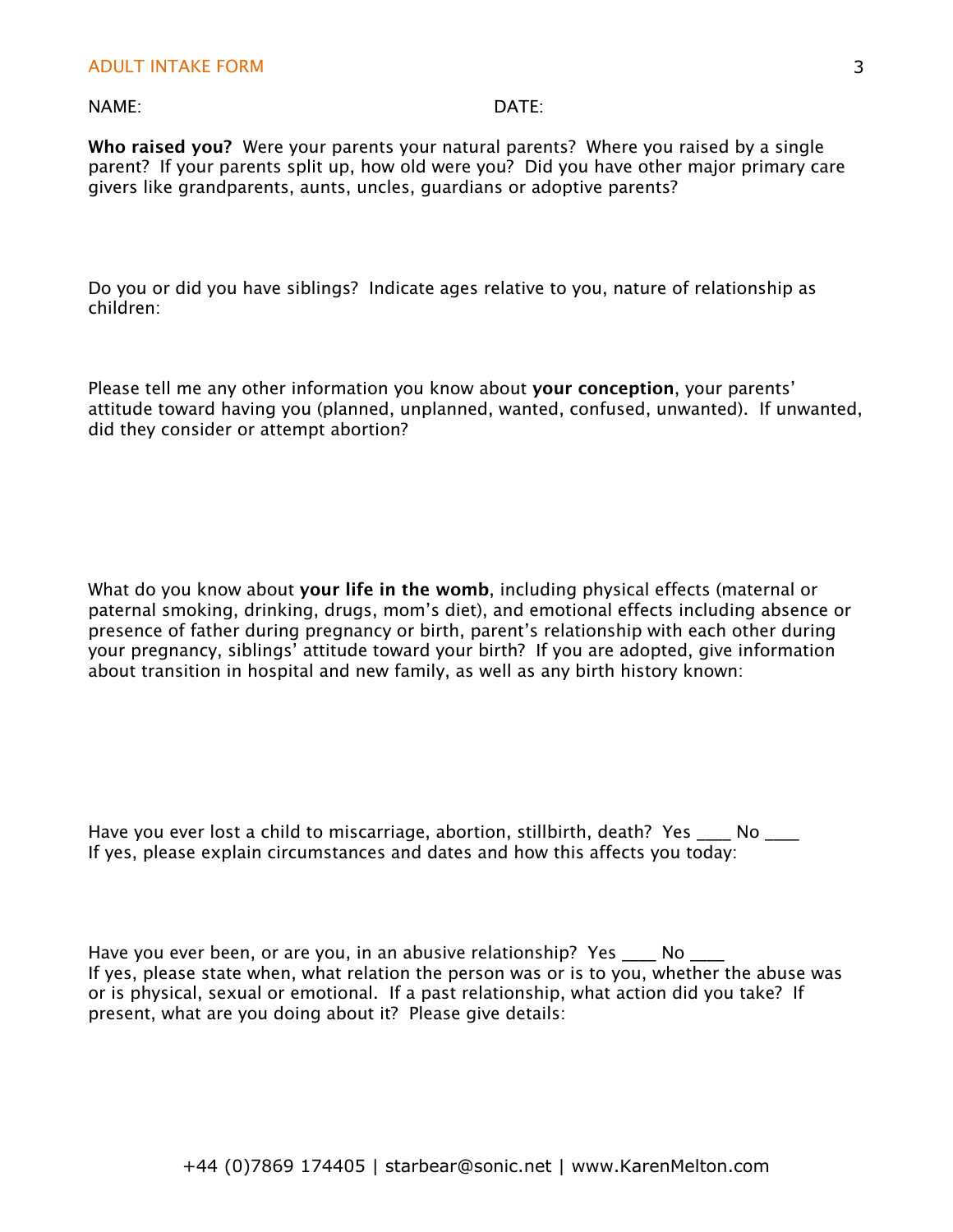NAME: DATE:

**Who raised you?** Were your parents your natural parents? Where you raised by a single parent? If your parents split up, how old were you? Did you have other major primary care givers like grandparents, aunts, uncles, guardians or adoptive parents?

Do you or did you have siblings? Indicate ages relative to you, nature of relationship as children:

Please tell me any other information you know about **your conception**, your parents' attitude toward having you (planned, unplanned, wanted, confused, unwanted). If unwanted, did they consider or attempt abortion?

What do you know about **your life in the womb**, including physical effects (maternal or paternal smoking, drinking, drugs, mom's diet), and emotional effects including absence or presence of father during pregnancy or birth, parent's relationship with each other during your pregnancy, siblings' attitude toward your birth? If you are adopted, give information about transition in hospital and new family, as well as any birth history known:

Have you ever lost a child to miscarriage, abortion, stillbirth, death? Yes ____ No ____
If yes, please explain circumstances and dates and how this affects you today:

Have you ever been, or are you, in an abusive relationship? Yes ____ No ____
If yes, please state when, what relation the person was or is to you, whether the abuse was or is physical, sexual or emotional. If a past relationship, what action did you take? If present, what are you doing about it? Please give details: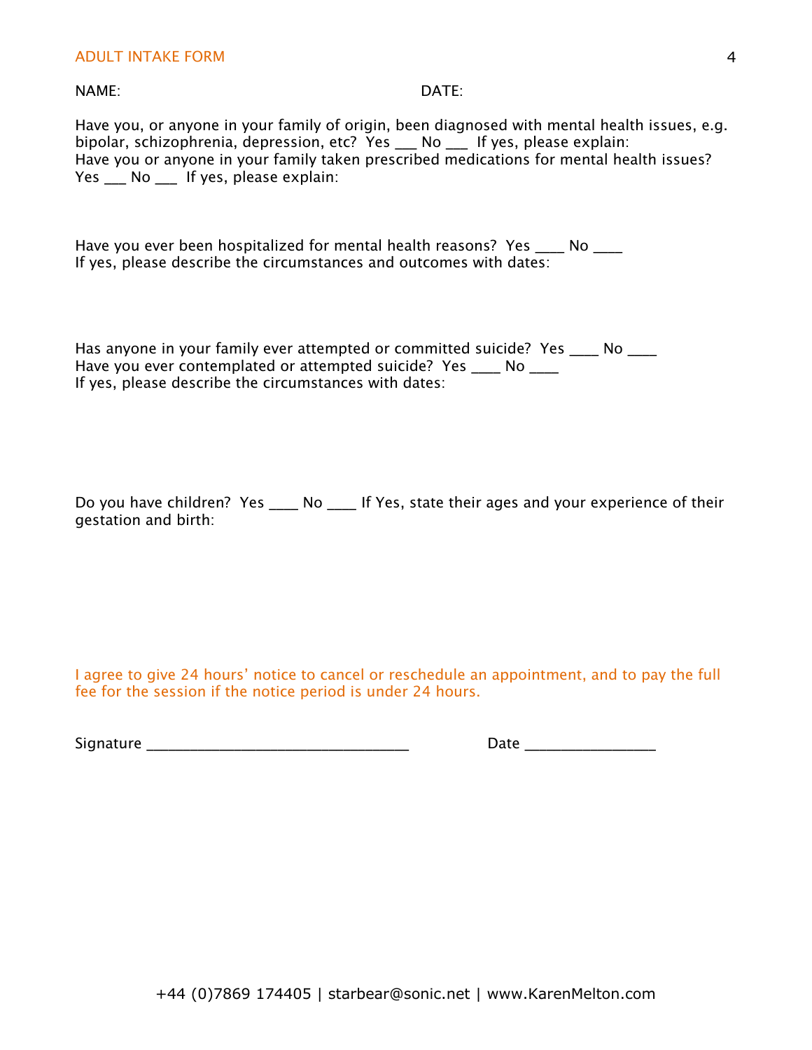NAME: DATE:

Have you, or anyone in your family of origin, been diagnosed with mental health issues, e.g. bipolar, schizophrenia, depression, etc? Yes ___ No ___ If yes, please explain:
Have you or anyone in your family taken prescribed medications for mental health issues? Yes ___ No ___ If yes, please explain:

Have you ever been hospitalized for mental health reasons? Yes ____ No ____
If yes, please describe the circumstances and outcomes with dates:

Has anyone in your family ever attempted or committed suicide? Yes ____ No ____
Have you ever contemplated or attempted suicide? Yes ____ No ____
If yes, please describe the circumstances with dates:

Do you have children? Yes ____ No ____ If Yes, state their ages and your experience of their gestation and birth:

I agree to give 24 hours' notice to cancel or reschedule an appointment, and to pay the full fee for the session if the notice period is under 24 hours.

Signature _________________________________ Date ________________

+44 (0)7869 174405 | starbear@sonic.net | www.KarenMelton.com